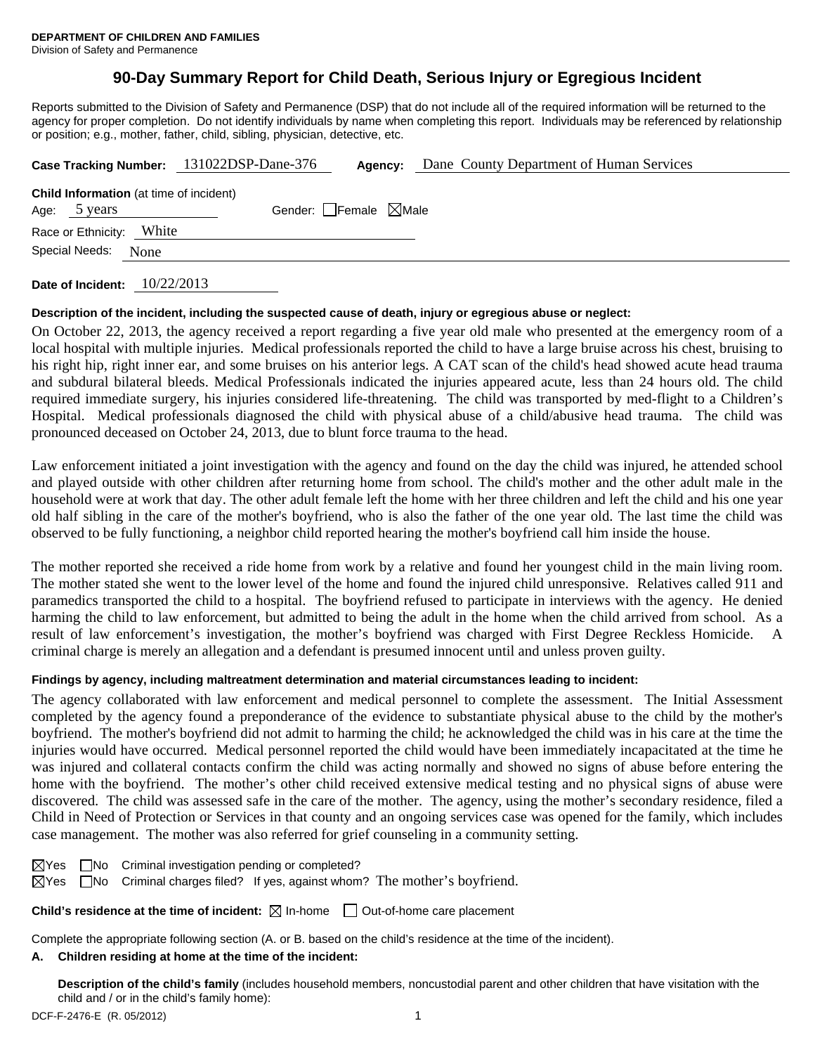**DEPARTMENT OF CHILDREN AND FAMILIES**
Division of Safety and Permanence

# 90-Day Summary Report for Child Death, Serious Injury or Egregious Incident

Reports submitted to the Division of Safety and Permanence (DSP) that do not include all of the required information will be returned to the agency for proper completion. Do not identify individuals by name when completing this report. Individuals may be referenced by relationship or position; e.g., mother, father, child, sibling, physician, detective, etc.

**Case Tracking Number:** 131022DSP-Dane-376 **Agency:** Dane County Department of Human Services

**Child Information** (at time of incident)
Age: 5 years Gender: ☐ Female ☒ Male
Race or Ethnicity: White
Special Needs: None

**Date of Incident:** 10/22/2013

**Description of the incident, including the suspected cause of death, injury or egregious abuse or neglect:**

On October 22, 2013, the agency received a report regarding a five year old male who presented at the emergency room of a local hospital with multiple injuries. Medical professionals reported the child to have a large bruise across his chest, bruising to his right hip, right inner ear, and some bruises on his anterior legs. A CAT scan of the child's head showed acute head trauma and subdural bilateral bleeds. Medical Professionals indicated the injuries appeared acute, less than 24 hours old. The child required immediate surgery, his injuries considered life-threatening. The child was transported by med-flight to a Children's Hospital. Medical professionals diagnosed the child with physical abuse of a child/abusive head trauma. The child was pronounced deceased on October 24, 2013, due to blunt force trauma to the head.

Law enforcement initiated a joint investigation with the agency and found on the day the child was injured, he attended school and played outside with other children after returning home from school. The child's mother and the other adult male in the household were at work that day. The other adult female left the home with her three children and left the child and his one year old half sibling in the care of the mother's boyfriend, who is also the father of the one year old. The last time the child was observed to be fully functioning, a neighbor child reported hearing the mother's boyfriend call him inside the house.

The mother reported she received a ride home from work by a relative and found her youngest child in the main living room. The mother stated she went to the lower level of the home and found the injured child unresponsive. Relatives called 911 and paramedics transported the child to a hospital. The boyfriend refused to participate in interviews with the agency. He denied harming the child to law enforcement, but admitted to being the adult in the home when the child arrived from school. As a result of law enforcement's investigation, the mother's boyfriend was charged with First Degree Reckless Homicide. A criminal charge is merely an allegation and a defendant is presumed innocent until and unless proven guilty.

**Findings by agency, including maltreatment determination and material circumstances leading to incident:**

The agency collaborated with law enforcement and medical personnel to complete the assessment. The Initial Assessment completed by the agency found a preponderance of the evidence to substantiate physical abuse to the child by the mother's boyfriend. The mother's boyfriend did not admit to harming the child; he acknowledged the child was in his care at the time the injuries would have occurred. Medical personnel reported the child would have been immediately incapacitated at the time he was injured and collateral contacts confirm the child was acting normally and showed no signs of abuse before entering the home with the boyfriend. The mother's other child received extensive medical testing and no physical signs of abuse were discovered. The child was assessed safe in the care of the mother. The agency, using the mother's secondary residence, filed a Child in Need of Protection or Services in that county and an ongoing services case was opened for the family, which includes case management. The mother was also referred for grief counseling in a community setting.

☒ Yes ☐ No Criminal investigation pending or completed?
☒ Yes ☐ No Criminal charges filed? If yes, against whom? The mother's boyfriend.

**Child's residence at the time of incident:** ☒ In-home ☐ Out-of-home care placement

Complete the appropriate following section (A. or B. based on the child's residence at the time of the incident).

**A. Children residing at home at the time of the incident:**

**Description of the child's family** (includes household members, noncustodial parent and other children that have visitation with the child and / or in the child's family home):

DCF-F-2476-E (R. 05/2012)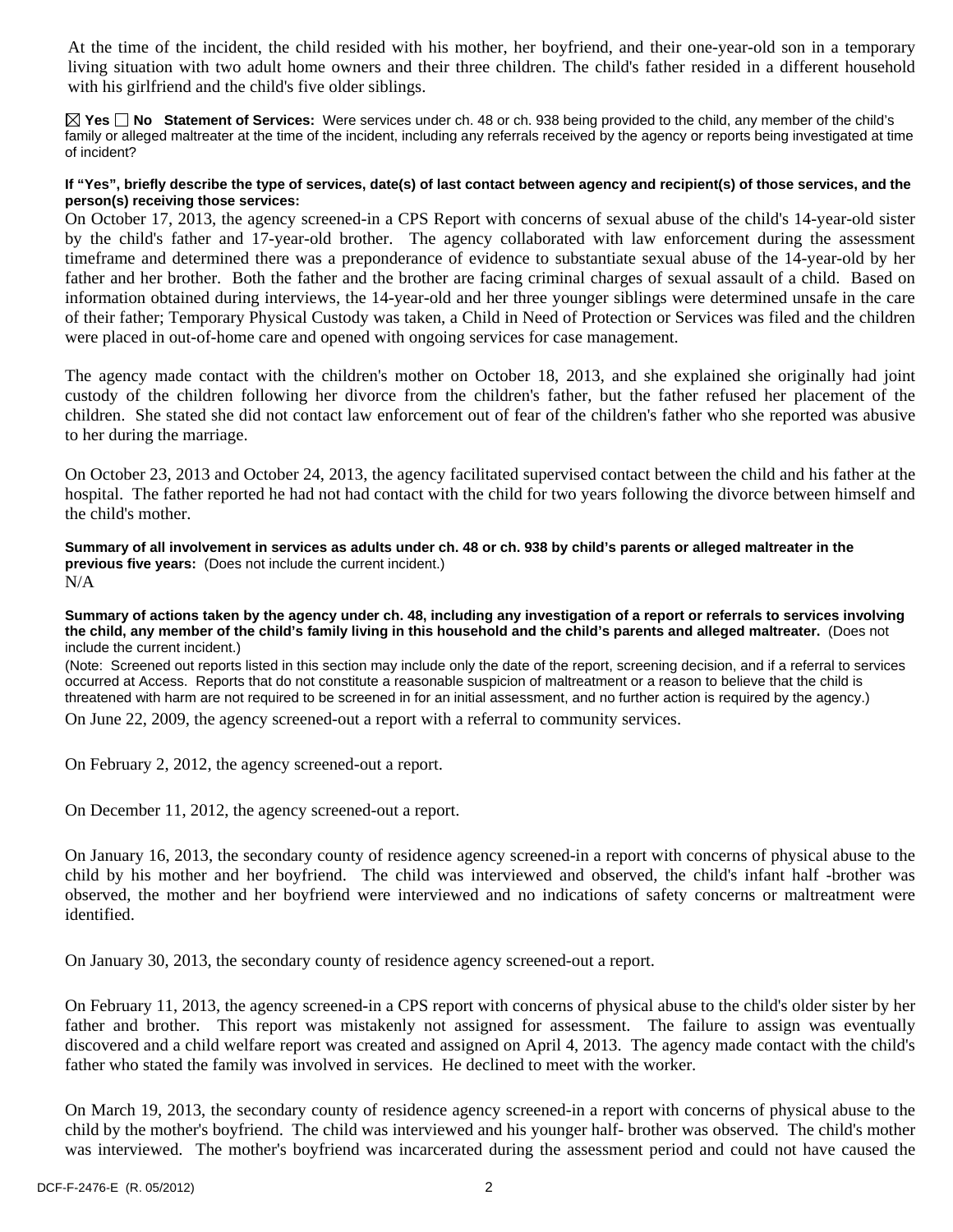At the time of the incident, the child resided with his mother, her boyfriend, and their one-year-old son in a temporary living situation with two adult home owners and their three children. The child's father resided in a different household with his girlfriend and the child's five older siblings.

☒ **Yes** ☐ **No** **Statement of Services:** Were services under ch. 48 or ch. 938 being provided to the child, any member of the child's family or alleged maltreater at the time of the incident, including any referrals received by the agency or reports being investigated at time of incident?

**If "Yes", briefly describe the type of services, date(s) of last contact between agency and recipient(s) of those services, and the person(s) receiving those services:**

On October 17, 2013, the agency screened-in a CPS Report with concerns of sexual abuse of the child's 14-year-old sister by the child's father and 17-year-old brother. The agency collaborated with law enforcement during the assessment timeframe and determined there was a preponderance of evidence to substantiate sexual abuse of the 14-year-old by her father and her brother. Both the father and the brother are facing criminal charges of sexual assault of a child. Based on information obtained during interviews, the 14-year-old and her three younger siblings were determined unsafe in the care of their father; Temporary Physical Custody was taken, a Child in Need of Protection or Services was filed and the children were placed in out-of-home care and opened with ongoing services for case management.

The agency made contact with the children's mother on October 18, 2013, and she explained she originally had joint custody of the children following her divorce from the children's father, but the father refused her placement of the children. She stated she did not contact law enforcement out of fear of the children's father who she reported was abusive to her during the marriage.

On October 23, 2013 and October 24, 2013, the agency facilitated supervised contact between the child and his father at the hospital. The father reported he had not had contact with the child for two years following the divorce between himself and the child's mother.

**Summary of all involvement in services as adults under ch. 48 or ch. 938 by child's parents or alleged maltreater in the previous five years:** (Does not include the current incident.)

N/A

**Summary of actions taken by the agency under ch. 48, including any investigation of a report or referrals to services involving the child, any member of the child's family living in this household and the child's parents and alleged maltreater.** (Does not include the current incident.)

(Note: Screened out reports listed in this section may include only the date of the report, screening decision, and if a referral to services occurred at Access. Reports that do not constitute a reasonable suspicion of maltreatment or a reason to believe that the child is threatened with harm are not required to be screened in for an initial assessment, and no further action is required by the agency.)

On June 22, 2009, the agency screened-out a report with a referral to community services.

On February 2, 2012, the agency screened-out a report.

On December 11, 2012, the agency screened-out a report.

On January 16, 2013, the secondary county of residence agency screened-in a report with concerns of physical abuse to the child by his mother and her boyfriend. The child was interviewed and observed, the child's infant half -brother was observed, the mother and her boyfriend were interviewed and no indications of safety concerns or maltreatment were identified.

On January 30, 2013, the secondary county of residence agency screened-out a report.

On February 11, 2013, the agency screened-in a CPS report with concerns of physical abuse to the child's older sister by her father and brother. This report was mistakenly not assigned for assessment. The failure to assign was eventually discovered and a child welfare report was created and assigned on April 4, 2013. The agency made contact with the child's father who stated the family was involved in services. He declined to meet with the worker.

On March 19, 2013, the secondary county of residence agency screened-in a report with concerns of physical abuse to the child by the mother's boyfriend. The child was interviewed and his younger half- brother was observed. The child's mother was interviewed. The mother's boyfriend was incarcerated during the assessment period and could not have caused the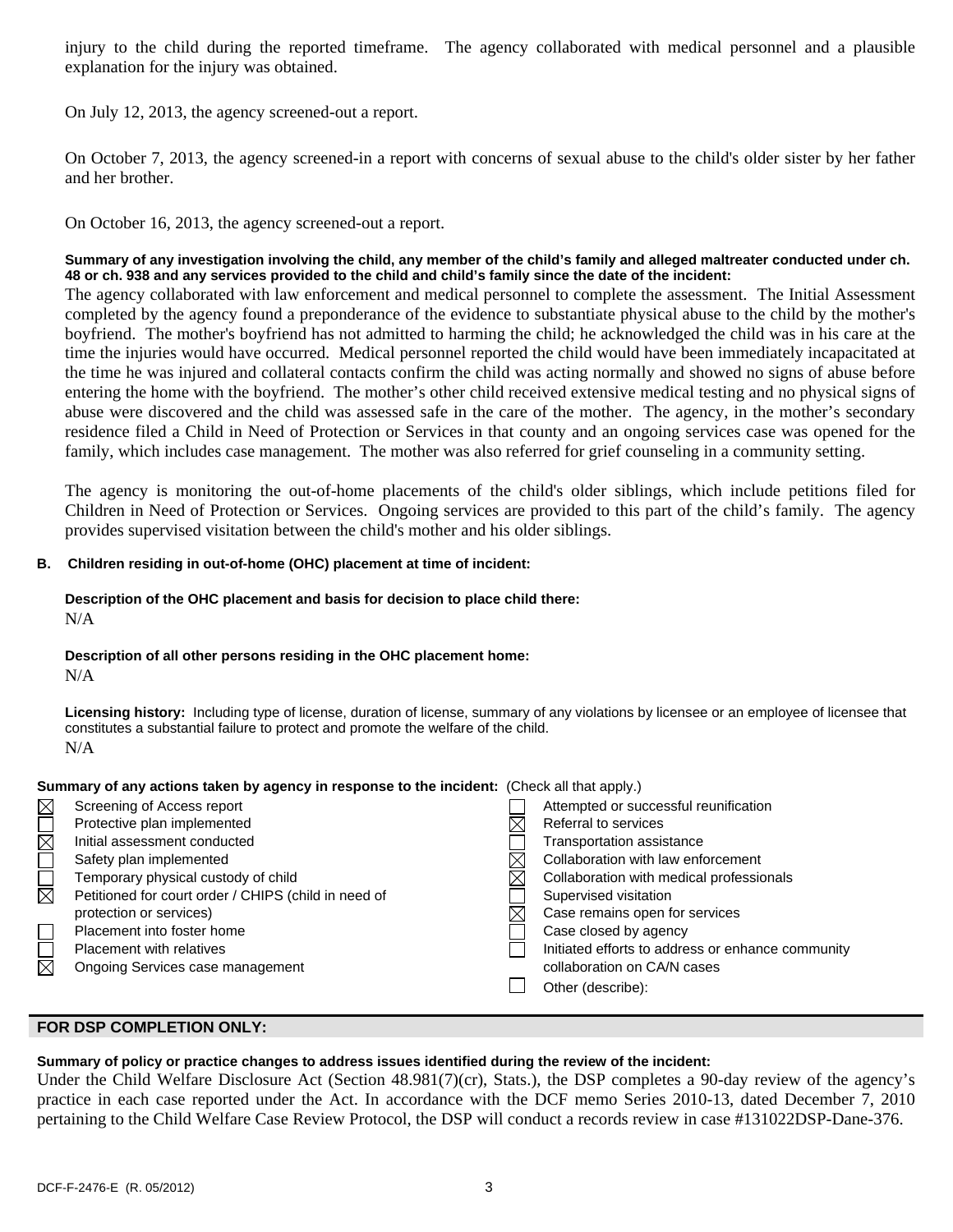injury to the child during the reported timeframe. The agency collaborated with medical personnel and a plausible explanation for the injury was obtained.

On July 12, 2013, the agency screened-out a report.

On October 7, 2013, the agency screened-in a report with concerns of sexual abuse to the child's older sister by her father and her brother.

On October 16, 2013, the agency screened-out a report.

**Summary of any investigation involving the child, any member of the child's family and alleged maltreater conducted under ch. 48 or ch. 938 and any services provided to the child and child's family since the date of the incident:**

The agency collaborated with law enforcement and medical personnel to complete the assessment. The Initial Assessment completed by the agency found a preponderance of the evidence to substantiate physical abuse to the child by the mother's boyfriend. The mother's boyfriend has not admitted to harming the child; he acknowledged the child was in his care at the time the injuries would have occurred. Medical personnel reported the child would have been immediately incapacitated at the time he was injured and collateral contacts confirm the child was acting normally and showed no signs of abuse before entering the home with the boyfriend. The mother's other child received extensive medical testing and no physical signs of abuse were discovered and the child was assessed safe in the care of the mother. The agency, in the mother's secondary residence filed a Child in Need of Protection or Services in that county and an ongoing services case was opened for the family, which includes case management. The mother was also referred for grief counseling in a community setting.

The agency is monitoring the out-of-home placements of the child's older siblings, which include petitions filed for Children in Need of Protection or Services. Ongoing services are provided to this part of the child's family. The agency provides supervised visitation between the child's mother and his older siblings.

**B. Children residing in out-of-home (OHC) placement at time of incident:**

**Description of the OHC placement and basis for decision to place child there:**

N/A

**Description of all other persons residing in the OHC placement home:**

N/A

**Licensing history:** Including type of license, duration of license, summary of any violations by licensee or an employee of licensee that constitutes a substantial failure to protect and promote the welfare of the child.

N/A

**Summary of any actions taken by agency in response to the incident:** (Check all that apply.)

- ☒ Screening of Access report
- ☐ Protective plan implemented
- ☒ Initial assessment conducted
- ☐ Safety plan implemented
- ☐ Temporary physical custody of child
- ☒ Petitioned for court order / CHIPS (child in need of protection or services)
- ☐ Placement into foster home
- ☐ Placement with relatives
- ☒ Ongoing Services case management
- ☐ Attempted or successful reunification
- ☒ Referral to services
- ☐ Transportation assistance
- ☒ Collaboration with law enforcement
- ☒ Collaboration with medical professionals
- ☐ Supervised visitation
- ☒ Case remains open for services
- ☐ Case closed by agency
- ☐ Initiated efforts to address or enhance community collaboration on CA/N cases
- ☐ Other (describe):

## FOR DSP COMPLETION ONLY:

**Summary of policy or practice changes to address issues identified during the review of the incident:**

Under the Child Welfare Disclosure Act (Section 48.981(7)(cr), Stats.), the DSP completes a 90-day review of the agency's practice in each case reported under the Act. In accordance with the DCF memo Series 2010-13, dated December 7, 2010 pertaining to the Child Welfare Case Review Protocol, the DSP will conduct a records review in case #131022DSP-Dane-376.

DCF-F-2476-E (R. 05/2012)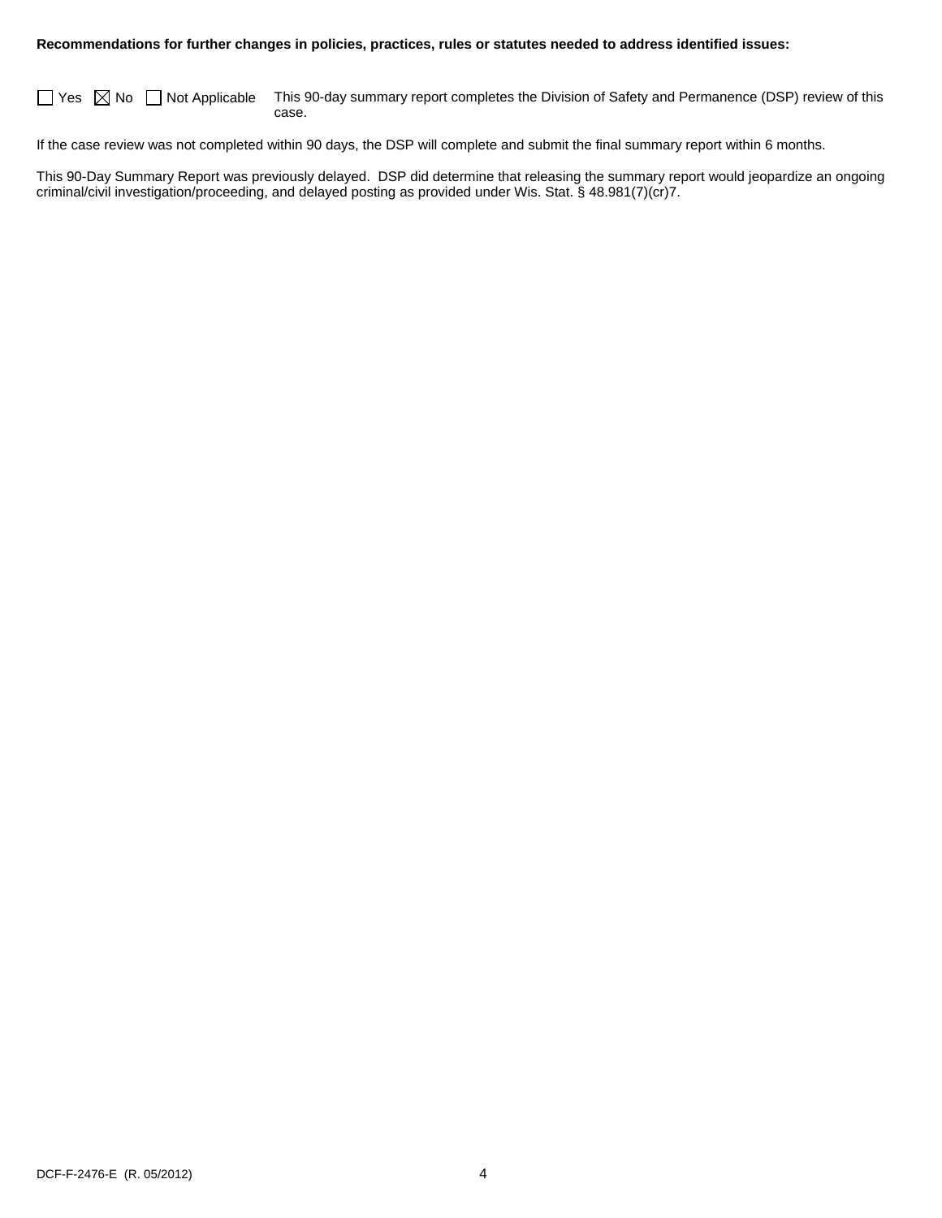**Recommendations for further changes in policies, practices, rules or statutes needed to address identified issues:**

☐ Yes ☒ No ☐ Not Applicable This 90-day summary report completes the Division of Safety and Permanence (DSP) review of this case.

If the case review was not completed within 90 days, the DSP will complete and submit the final summary report within 6 months.

This 90-Day Summary Report was previously delayed. DSP did determine that releasing the summary report would jeopardize an ongoing criminal/civil investigation/proceeding, and delayed posting as provided under Wis. Stat. § 48.981(7)(cr)7.

DCF-F-2476-E (R. 05/2012)